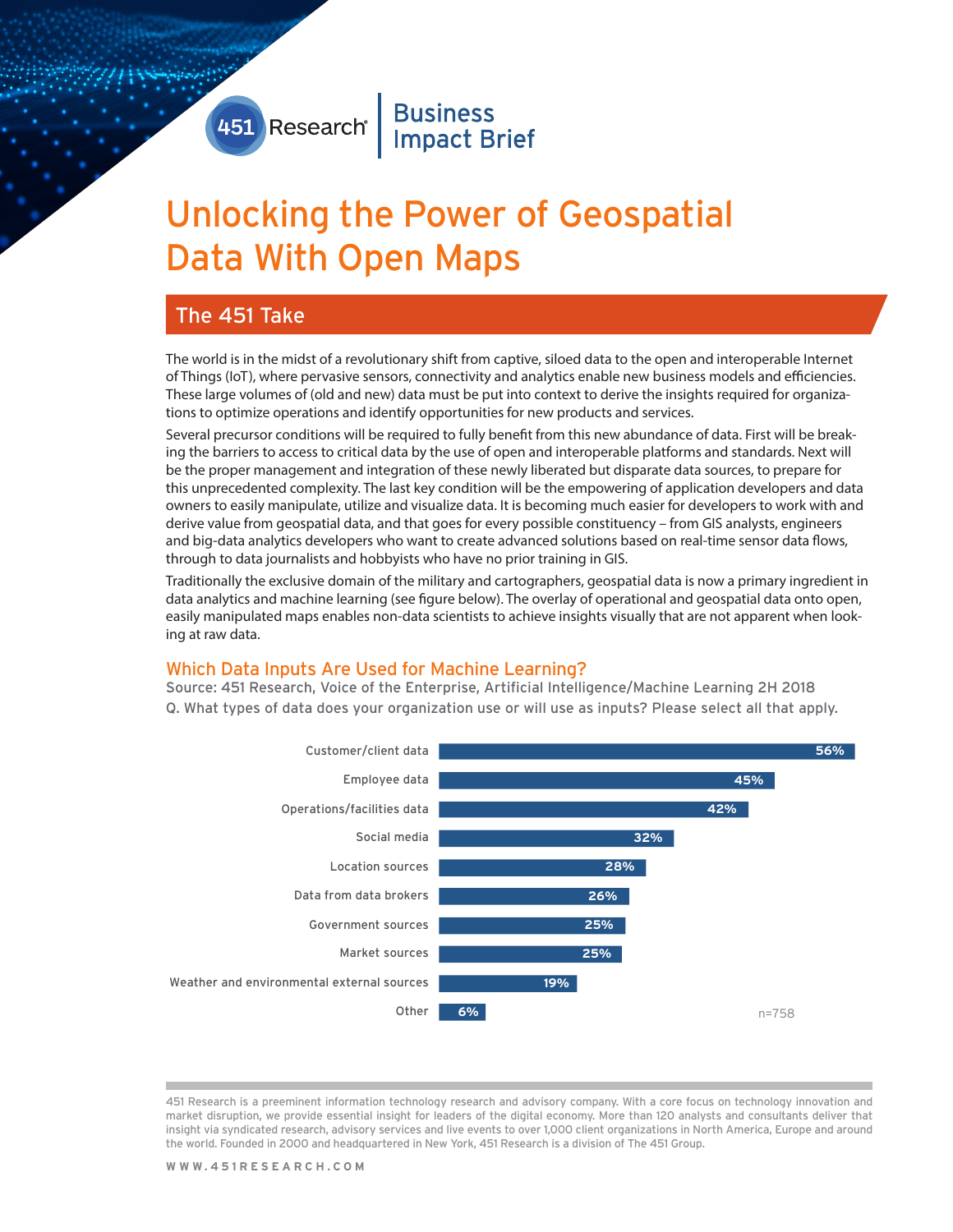451 Research | Business Impact Brief

# Unlocking the Power of Geospatial Data With Open Maps

## The 451 Take

The world is in the midst of a revolutionary shift from captive, siloed data to the open and interoperable Internet of Things (IoT), where pervasive sensors, connectivity and analytics enable new business models and efficiencies. These large volumes of (old and new) data must be put into context to derive the insights required for organizations to optimize operations and identify opportunities for new products and services.

Several precursor conditions will be required to fully benefit from this new abundance of data. First will be breaking the barriers to access to critical data by the use of open and interoperable platforms and standards. Next will be the proper management and integration of these newly liberated but disparate data sources, to prepare for this unprecedented complexity. The last key condition will be the empowering of application developers and data owners to easily manipulate, utilize and visualize data. It is becoming much easier for developers to work with and derive value from geospatial data, and that goes for every possible constituency – from GIS analysts, engineers and big-data analytics developers who want to create advanced solutions based on real-time sensor data flows, through to data journalists and hobbyists who have no prior training in GIS.

Traditionally the exclusive domain of the military and cartographers, geospatial data is now a primary ingredient in data analytics and machine learning (see figure below). The overlay of operational and geospatial data onto open, easily manipulated maps enables non-data scientists to achieve insights visually that are not apparent when looking at raw data.

### Which Data Inputs Are Used for Machine Learning?

Source: 451 Research, Voice of the Enterprise, Artificial Intelligence/Machine Learning 2H 2018

Q. What types of data does your organization use or will use as inputs? Please select all that apply.

| Data input | % |
|---|---|
| Customer/client data | 56% |
| Employee data | 45% |
| Operations/facilities data | 42% |
| Social media | 32% |
| Location sources | 28% |
| Data from data brokers | 26% |
| Government sources | 25% |
| Market sources | 25% |
| Weather and environmental external sources | 19% |
| Other | 6% |

n=758

451 Research is a preeminent information technology research and advisory company. With a core focus on technology innovation and market disruption, we provide essential insight for leaders of the digital economy. More than 120 analysts and consultants deliver that insight via syndicated research, advisory services and live events to over 1,000 client organizations in North America, Europe and around the world. Founded in 2000 and headquartered in New York, 451 Research is a division of The 451 Group.

WWW.451RESEARCH.COM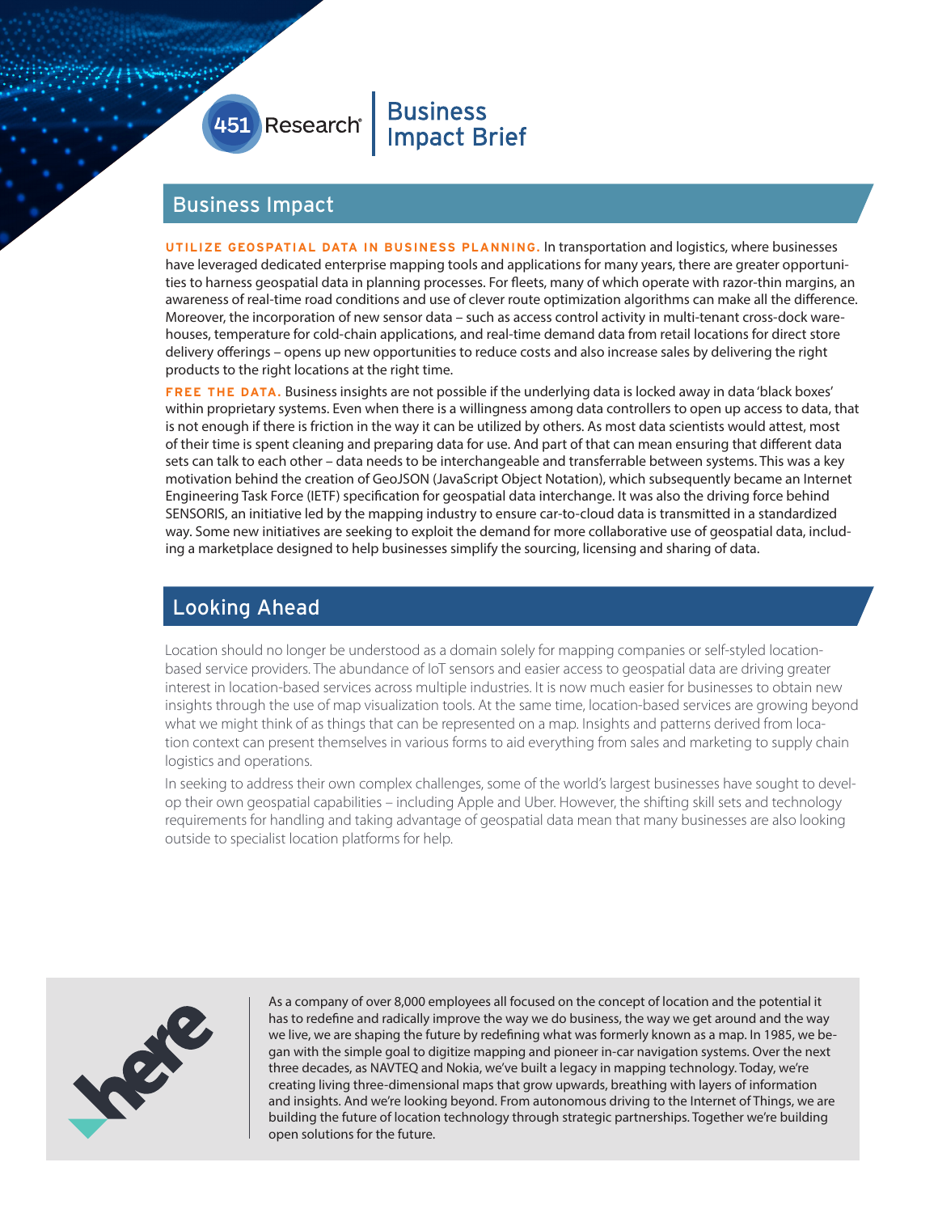451 Research | Business Impact Brief

## Business Impact

**UTILIZE GEOSPATIAL DATA IN BUSINESS PLANNING.** In transportation and logistics, where businesses have leveraged dedicated enterprise mapping tools and applications for many years, there are greater opportunities to harness geospatial data in planning processes. For fleets, many of which operate with razor-thin margins, an awareness of real-time road conditions and use of clever route optimization algorithms can make all the difference. Moreover, the incorporation of new sensor data – such as access control activity in multi-tenant cross-dock warehouses, temperature for cold-chain applications, and real-time demand data from retail locations for direct store delivery offerings – opens up new opportunities to reduce costs and also increase sales by delivering the right products to the right locations at the right time.

**FREE THE DATA.** Business insights are not possible if the underlying data is locked away in data 'black boxes' within proprietary systems. Even when there is a willingness among data controllers to open up access to data, that is not enough if there is friction in the way it can be utilized by others. As most data scientists would attest, most of their time is spent cleaning and preparing data for use. And part of that can mean ensuring that different data sets can talk to each other – data needs to be interchangeable and transferrable between systems. This was a key motivation behind the creation of GeoJSON (JavaScript Object Notation), which subsequently became an Internet Engineering Task Force (IETF) specification for geospatial data interchange. It was also the driving force behind SENSORIS, an initiative led by the mapping industry to ensure car-to-cloud data is transmitted in a standardized way. Some new initiatives are seeking to exploit the demand for more collaborative use of geospatial data, including a marketplace designed to help businesses simplify the sourcing, licensing and sharing of data.

## Looking Ahead

Location should no longer be understood as a domain solely for mapping companies or self-styled location-based service providers. The abundance of IoT sensors and easier access to geospatial data are driving greater interest in location-based services across multiple industries. It is now much easier for businesses to obtain new insights through the use of map visualization tools. At the same time, location-based services are growing beyond what we might think of as things that can be represented on a map. Insights and patterns derived from location context can present themselves in various forms to aid everything from sales and marketing to supply chain logistics and operations.

In seeking to address their own complex challenges, some of the world's largest businesses have sought to develop their own geospatial capabilities – including Apple and Uber. However, the shifting skill sets and technology requirements for handling and taking advantage of geospatial data mean that many businesses are also looking outside to specialist location platforms for help.

here

As a company of over 8,000 employees all focused on the concept of location and the potential it has to redefine and radically improve the way we do business, the way we get around and the way we live, we are shaping the future by redefining what was formerly known as a map. In 1985, we began with the simple goal to digitize mapping and pioneer in-car navigation systems. Over the next three decades, as NAVTEQ and Nokia, we've built a legacy in mapping technology. Today, we're creating living three-dimensional maps that grow upwards, breathing with layers of information and insights. And we're looking beyond. From autonomous driving to the Internet of Things, we are building the future of location technology through strategic partnerships. Together we're building open solutions for the future.